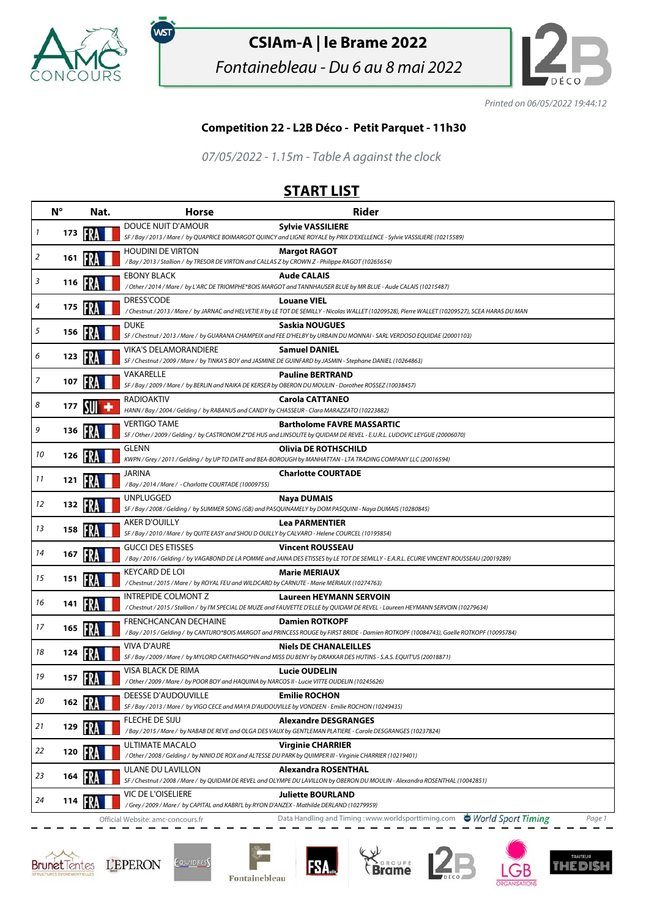# CSIAm-A | le Brame 2022

*Fontainebleau - Du 6 au 8 mai 2022*

*Printed on 06/05/2022 19:44:12*

## Competition 22 - L2B Déco - Petit Parquet - 11h30

*07/05/2022 - 1.15m - Table A against the clock*

## START LIST

| | N° | Nat. | Horse | Rider |
|---|---|---|---|---|
| 1 | 173 | FRA | DOUCE NUIT D'AMOUR<br>*SF / Bay / 2013 / Mare / by QUAPRICE BOIMARGOT QUINCY and LIGNE ROYALE by PRIX D'EXELLENCE - Sylvie VASSILIERE (10215589)* | **Sylvie VASSILIERE** |
| 2 | 161 | FRA | HOUDINI DE VIRTON<br>*/ Bay / 2013 / Stallion / by TRESOR DE VIRTON and CALLAS Z by CROWN Z - Philippe RAGOT (10265654)* | **Margot RAGOT** |
| 3 | 116 | FRA | EBONY BLACK<br>*/ Other / 2014 / Mare / by L'ARC DE TRIOMPHE*BOIS MARGOT and TANNHAUSER BLUE by MR BLUE - Aude CALAIS (10215487)* | **Aude CALAIS** |
| 4 | 175 | FRA | DRESS'CODE<br>*/ Chestnut / 2013 / Mare / by JARNAC and HELVETIE II by LE TOT DE SEMILLY - Nicolas WALLET (10209528), Pierre WALLET (10209527), SCEA HARAS DU MAN* | **Louane VIEL** |
| 5 | 156 | FRA | DUKE<br>*SF / Chestnut / 2013 / Mare / by GUARANA CHAMPEIX and FEE D'HELBY by URBAIN DU MONNAI - SARL VERDOSO EQUIDAE (20001103)* | **Saskia NOUGUES** |
| 6 | 123 | FRA | VIKA'S DELAMORANDIERE<br>*SF / Chestnut / 2009 / Mare / by TINKA'S BOY and JASMINE DE GUINFARD by JASMIN - Stephane DANIEL (10264863)* | **Samuel DANIEL** |
| 7 | 107 | FRA | VAKARELLE<br>*SF / Bay / 2009 / Mare / by BERLIN and NAIKA DE KERSER by OBERON DU MOULIN - Dorothee ROSSEZ (10038457)* | **Pauline BERTRAND** |
| 8 | 177 | SUI | RADIOAKTIV<br>*HANN / Bay / 2004 / Gelding / by RABANUS and CANDY by CHASSEUR - Clara MARAZZATO (10223882)* | **Carola CATTANEO** |
| 9 | 136 | FRA | VERTIGO TAME<br>*SF / Other / 2009 / Gelding / by CASTRONOM Z*DE HUS and LINSOLITE by QUIDAM DE REVEL - E.U.R.L. LUDOVIC LEYGUE (20006070)* | **Bartholome FAVRE MASSARTIC** |
| 10 | 126 | FRA | GLENN<br>*KWPN / Grey / 2011 / Gelding / by UP TO DATE and BEA-BOROUGH by MANHATTAN - LTA TRADING COMPANY LLC (20016594)* | **Olivia DE ROTHSCHILD** |
| 11 | 121 | FRA | JARINA<br>*/ Bay / 2014 / Mare / - Charlotte COURTADE (10009755)* | **Charlotte COURTADE** |
| 12 | 132 | FRA | UNPLUGGED<br>*SF / Bay / 2008 / Gelding / by SUMMER SONG (GB) and PASQUINAMELY by DOM PASQUINI - Naya DUMAIS (10280845)* | **Naya DUMAIS** |
| 13 | 158 | FRA | AKER D'OUILLY<br>*SF / Bay / 2010 / Mare / by QUITE EASY and SHOU D OUILLY by CALVARO - Helene COURCEL (10195854)* | **Lea PARMENTIER** |
| 14 | 167 | FRA | GUCCI DES ETISSES<br>*/ Bay / 2016 / Gelding / by VAGABOND DE LA POMME and JAINA DES ETISSES by LE TOT DE SEMILLY - E.A.R.L. ECURIE VINCENT ROUSSEAU (20019289)* | **Vincent ROUSSEAU** |
| 15 | 151 | FRA | KEYCARD DE LOI<br>*/ Chestnut / 2015 / Mare / by ROYAL FEU and WILDCARD by CARNUTE - Marie MERIAUX (10274763)* | **Marie MERIAUX** |
| 16 | 141 | FRA | INTREPIDE COLMONT Z<br>*/ Chestnut / 2015 / Stallion / by I'M SPECIAL DE MUZE and FAUVETTE D'ELLE by QUIDAM DE REVEL - Laureen HEYMANN SERVOIN (10279634)* | **Laureen HEYMANN SERVOIN** |
| 17 | 165 | FRA | FRENCHCANCAN DECHAINE<br>*/ Bay / 2015 / Gelding / by CANTURO*BOIS MARGOT and PRINCESS ROUGE by FIRST BRIDE - Damien ROTKOPF (10084743), Gaelle ROTKOPF (10095784)* | **Damien ROTKOPF** |
| 18 | 124 | FRA | VIVA D'AURE<br>*SF / Bay / 2009 / Mare / by MYLORD CARTHAGO*HN and MISS DU BENY by DRAKKAR DES HUTINS - S.A.S. EQUIT'US (20018871)* | **Niels DE CHANALEILLES** |
| 19 | 157 | FRA | VISA BLACK DE RIMA<br>*/ Other / 2009 / Mare / by POOR BOY and HAQUINA by NARCOS II - Lucie VITTE OUDELIN (10245626)* | **Lucie OUDELIN** |
| 20 | 162 | FRA | DEESSE D'AUDOUVILLE<br>*SF / Bay / 2013 / Mare / by VIGO CECE and MAYA D'AUDOUVILLE by VONDEEN - Emilie ROCHON (10249435)* | **Emilie ROCHON** |
| 21 | 129 | FRA | FLECHE DE SIJU<br>*/ Bay / 2015 / Mare / by NABAB DE REVE and OLGA DES VAUX by GENTLEMAN PLATIERE - Carole DESGRANGES (10237824)* | **Alexandre DESGRANGES** |
| 22 | 120 | FRA | ULTIMATE MACALO<br>*/ Other / 2008 / Gelding / by NINIO DE ROX and ALTESSE DU PARK by QUIMPER III - Virginie CHARRIER (10219401)* | **Virginie CHARRIER** |
| 23 | 164 | FRA | ULANE DU LAVILLON<br>*SF / Chestnut / 2008 / Mare / by QUIDAM DE REVEL and OLYMPE DU LAVILLON by OBERON DU MOULIN - Alexandra ROSENTHAL (10042851)* | **Alexandra ROSENTHAL** |
| 24 | 114 | FRA | VIC DE L'OISELIERE<br>*/ Grey / 2009 / Mare / by CAPITAL and KABRI'L by RYON D'ANZEX - Mathilde DERLAND (10279959)* | **Juliette BOURLAND** |

Official Website: amc-concours.fr    Data Handling and Timing : www.worldsporttiming.com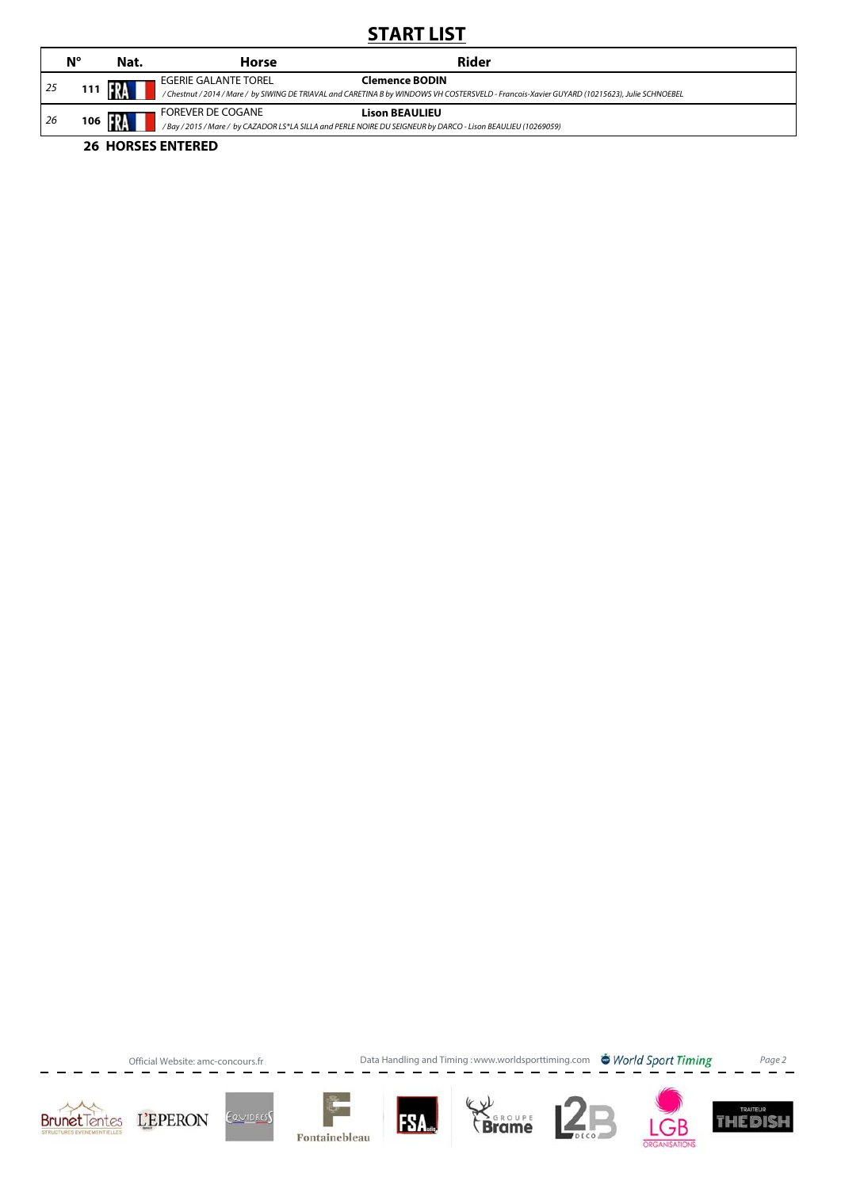## START LIST

| | N° | Nat. | Horse | Rider |
|---|---|---|---|---|
| 25 | 111 | FRA | EGERIE GALANTE TOREL<br>*/ Chestnut / 2014 / Mare / by SIWING DE TRIAVAL and CARETINA B by WINDOWS VH COSTERSVELD - Francois-Xavier GUYARD (10215623), Julie SCHNOEBEL* | **Clemence BODIN** |
| 26 | 106 | FRA | FOREVER DE COGANE<br>*/ Bay / 2015 / Mare / by CAZADOR LS*LA SILLA and PERLE NOIRE DU SEIGNEUR by DARCO - Lison BEAULIEU (10269059)* | **Lison BEAULIEU** |

**26 HORSES ENTERED**

Official Website: amc-concours.fr

Data Handling and Timing : www.worldsporttiming.com World Sport Timing